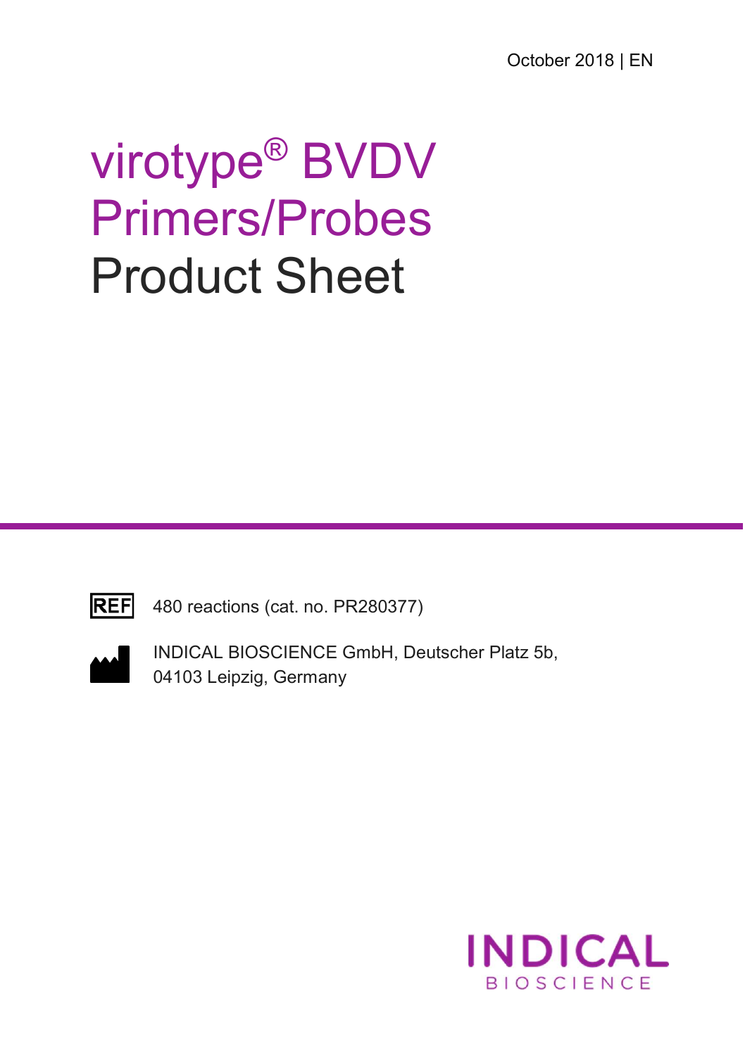October 2018 | EN

# virotype® BVDV Primers/Probes Product Sheet

REF 480 reactions (cat. no. PR280377)

INDICAL BIOSCIENCE GmbH, Deutscher Platz 5b, 04103 Leipzig, Germany

INDICAL BIOSCIENCE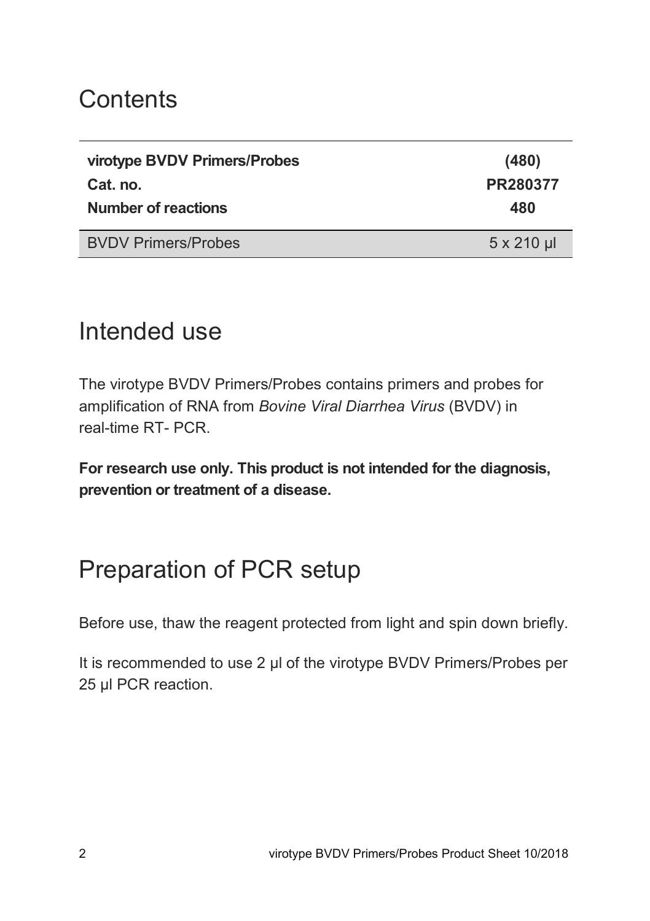# Contents

| virotype BVDV Primers/Probes | (480) |
| --- | --- |
| **Cat. no.** | **PR280377** |
| **Number of reactions** | **480** |
| BVDV Primers/Probes | 5 x 210 µl |

# Intended use

The virotype BVDV Primers/Probes contains primers and probes for amplification of RNA from *Bovine Viral Diarrhea Virus* (BVDV) in real-time RT- PCR.

**For research use only. This product is not intended for the diagnosis, prevention or treatment of a disease.**

# Preparation of PCR setup

Before use, thaw the reagent protected from light and spin down briefly.

It is recommended to use 2 µl of the virotype BVDV Primers/Probes per 25 µl PCR reaction.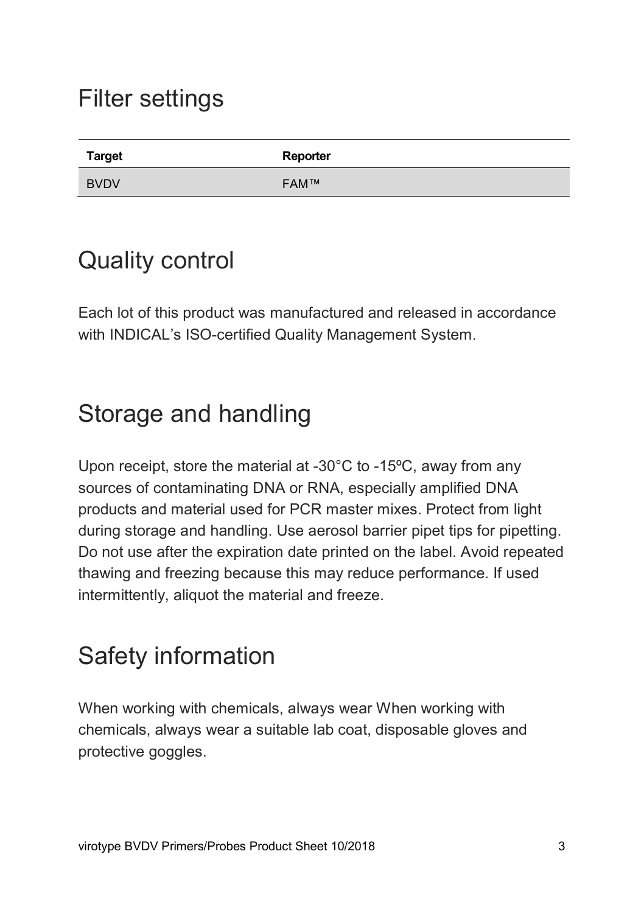## Filter settings

| Target | Reporter |
|---|---|
| BVDV | FAM™ |

## Quality control

Each lot of this product was manufactured and released in accordance with INDICAL's ISO-certified Quality Management System.

## Storage and handling

Upon receipt, store the material at -30°C to -15ºC, away from any sources of contaminating DNA or RNA, especially amplified DNA products and material used for PCR master mixes. Protect from light during storage and handling. Use aerosol barrier pipet tips for pipetting. Do not use after the expiration date printed on the label. Avoid repeated thawing and freezing because this may reduce performance. If used intermittently, aliquot the material and freeze.

## Safety information

When working with chemicals, always wear When working with chemicals, always wear a suitable lab coat, disposable gloves and protective goggles.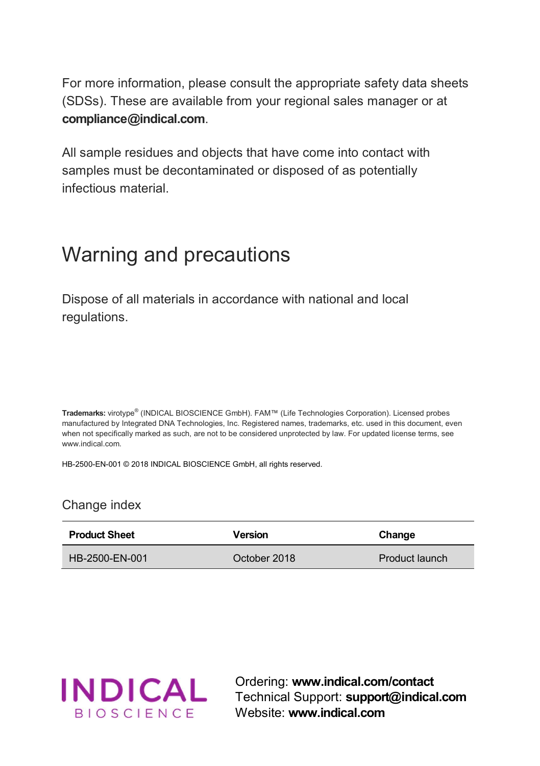For more information, please consult the appropriate safety data sheets (SDSs). These are available from your regional sales manager or at **compliance@indical.com**.

All sample residues and objects that have come into contact with samples must be decontaminated or disposed of as potentially infectious material.

# Warning and precautions

Dispose of all materials in accordance with national and local regulations.

**Trademarks:** virotype® (INDICAL BIOSCIENCE GmbH). FAM™ (Life Technologies Corporation). Licensed probes manufactured by Integrated DNA Technologies, Inc. Registered names, trademarks, etc. used in this document, even when not specifically marked as such, are not to be considered unprotected by law. For updated license terms, see www.indical.com.

HB-2500-EN-001 © 2018 INDICAL BIOSCIENCE GmbH, all rights reserved.

## Change index

| Product Sheet | Version | Change |
|---|---|---|
| HB-2500-EN-001 | October 2018 | Product launch |

INDICAL BIOSCIENCE

Ordering: **www.indical.com/contact**
Technical Support: **support@indical.com**
Website: **www.indical.com**